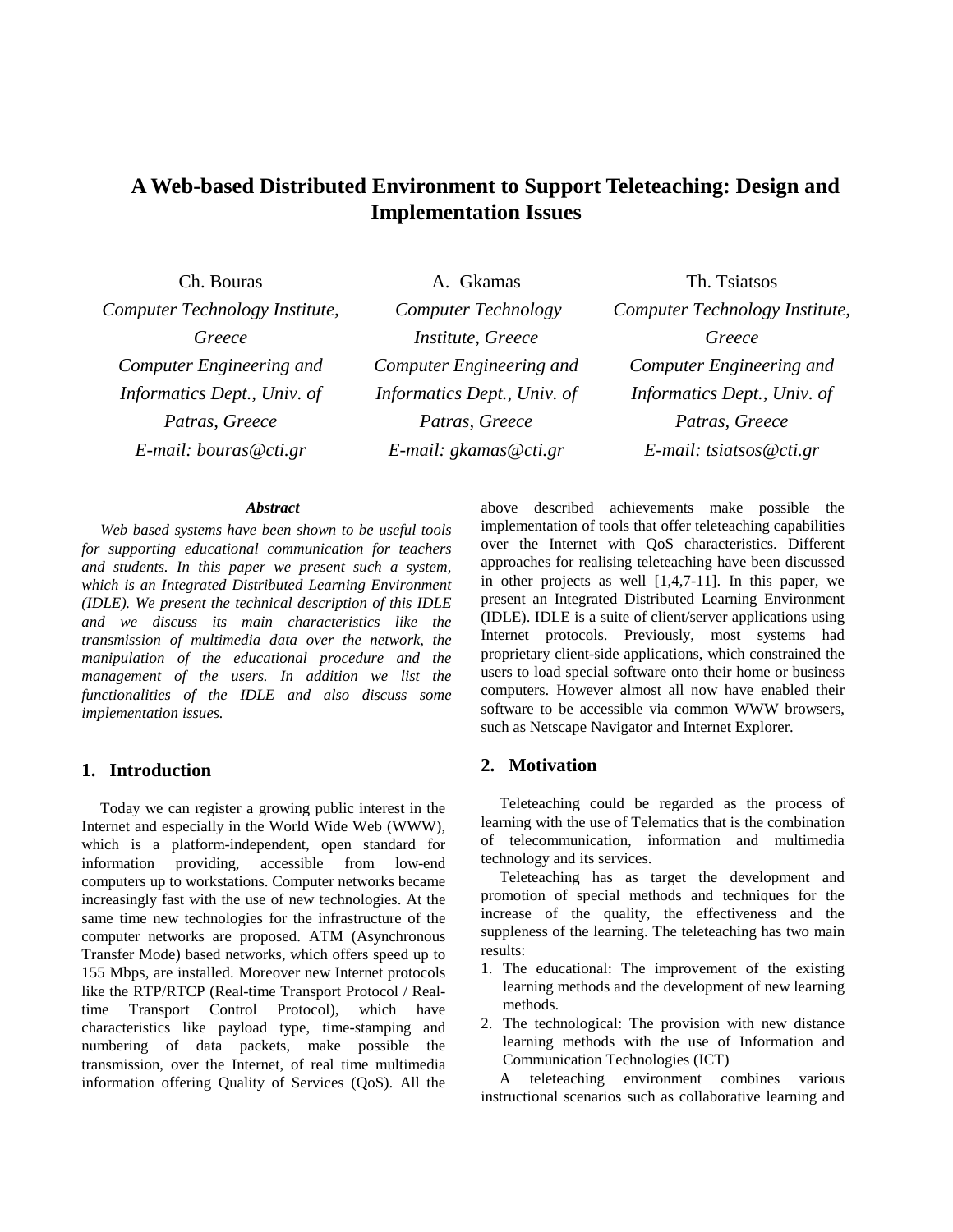# A Web-based Distributed Environment to Support Teleteaching: Design and Implementation Issues

Ch. Bouras
*Computer Technology Institute, Greece*
*Computer Engineering and Informatics Dept., Univ. of Patras, Greece*
*E-mail: bouras@cti.gr*

A. Gkamas
*Computer Technology Institute, Greece*
*Computer Engineering and Informatics Dept., Univ. of Patras, Greece*
*E-mail: gkamas@cti.gr*

Th. Tsiatsos
*Computer Technology Institute, Greece*
*Computer Engineering and Informatics Dept., Univ. of Patras, Greece*
*E-mail: tsiatsos@cti.gr*

***Abstract***

*Web based systems have been shown to be useful tools for supporting educational communication for teachers and students. In this paper we present such a system, which is an Integrated Distributed Learning Environment (IDLE). We present the technical description of this IDLE and we discuss its main characteristics like the transmission of multimedia data over the network, the manipulation of the educational procedure and the management of the users. In addition we list the functionalities of the IDLE and also discuss some implementation issues.*

## 1. Introduction

Today we can register a growing public interest in the Internet and especially in the World Wide Web (WWW), which is a platform-independent, open standard for information providing, accessible from low-end computers up to workstations. Computer networks became increasingly fast with the use of new technologies. At the same time new technologies for the infrastructure of the computer networks are proposed. ATM (Asynchronous Transfer Mode) based networks, which offers speed up to 155 Mbps, are installed. Moreover new Internet protocols like the RTP/RTCP (Real-time Transport Protocol / Real-time Transport Control Protocol), which have characteristics like payload type, time-stamping and numbering of data packets, make possible the transmission, over the Internet, of real time multimedia information offering Quality of Services (QoS). All the above described achievements make possible the implementation of tools that offer teleteaching capabilities over the Internet with QoS characteristics. Different approaches for realising teleteaching have been discussed in other projects as well [1,4,7-11]. In this paper, we present an Integrated Distributed Learning Environment (IDLE). IDLE is a suite of client/server applications using Internet protocols. Previously, most systems had proprietary client-side applications, which constrained the users to load special software onto their home or business computers. However almost all now have enabled their software to be accessible via common WWW browsers, such as Netscape Navigator and Internet Explorer.

## 2. Motivation

Teleteaching could be regarded as the process of learning with the use of Telematics that is the combination of telecommunication, information and multimedia technology and its services.

Teleteaching has as target the development and promotion of special methods and techniques for the increase of the quality, the effectiveness and the suppleness of the learning. The teleteaching has two main results:

1. The educational: The improvement of the existing learning methods and the development of new learning methods.
2. The technological: The provision with new distance learning methods with the use of Information and Communication Technologies (ICT)

A teleteaching environment combines various instructional scenarios such as collaborative learning and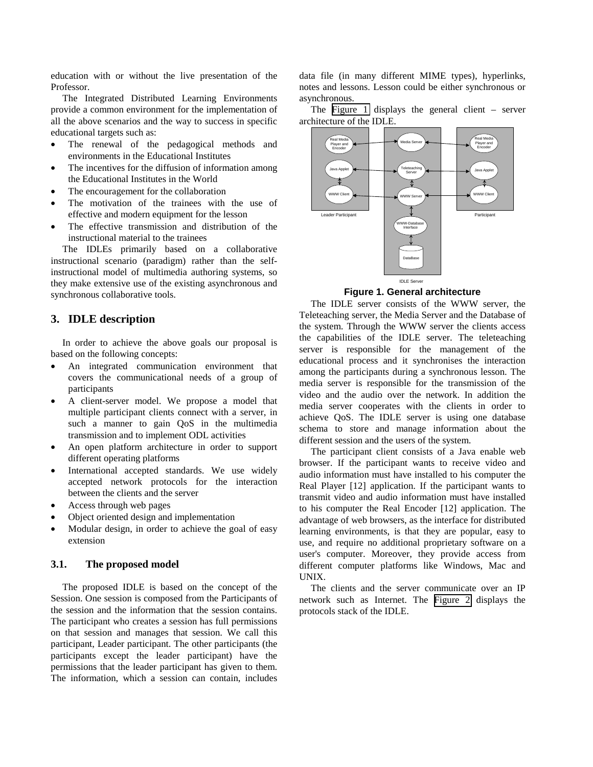education with or without the live presentation of the Professor.

The Integrated Distributed Learning Environments provide a common environment for the implementation of all the above scenarios and the way to success in specific educational targets such as:

- The renewal of the pedagogical methods and environments in the Educational Institutes
- The incentives for the diffusion of information among the Educational Institutes in the World
- The encouragement for the collaboration
- The motivation of the trainees with the use of effective and modern equipment for the lesson
- The effective transmission and distribution of the instructional material to the trainees

The IDLEs primarily based on a collaborative instructional scenario (paradigm) rather than the self-instructional model of multimedia authoring systems, so they make extensive use of the existing asynchronous and synchronous collaborative tools.

## 3. IDLE description

In order to achieve the above goals our proposal is based on the following concepts:

- An integrated communication environment that covers the communicational needs of a group of participants
- A client-server model. We propose a model that multiple participant clients connect with a server, in such a manner to gain QoS in the multimedia transmission and to implement ODL activities
- An open platform architecture in order to support different operating platforms
- International accepted standards. We use widely accepted network protocols for the interaction between the clients and the server
- Access through web pages
- Object oriented design and implementation
- Modular design, in order to achieve the goal of easy extension

### 3.1. The proposed model

The proposed IDLE is based on the concept of the Session. One session is composed from the Participants of the session and the information that the session contains. The participant who creates a session has full permissions on that session and manages that session. We call this participant, Leader participant. The other participants (the participants except the leader participant) have the permissions that the leader participant has given to them. The information, which a session can contain, includes data file (in many different MIME types), hyperlinks, notes and lessons. Lesson could be either synchronous or asynchronous.

The Figure 1 displays the general client – server architecture of the IDLE.

Real Media Player and Encoder
Java Applet
WWW Client
Leader Participant
Media Server
Teleteaching Server
WWW Server
WWW Database Interface
DataBase
IDLE Server
Real Media Player and Encoder
Java Applet
WWW Client
Participant

**Figure 1. General architecture**

The IDLE server consists of the WWW server, the Teleteaching server, the Media Server and the Database of the system. Through the WWW server the clients access the capabilities of the IDLE server. The teleteaching server is responsible for the management of the educational process and it synchronises the interaction among the participants during a synchronous lesson. The media server is responsible for the transmission of the video and the audio over the network. In addition the media server cooperates with the clients in order to achieve QoS. The IDLE server is using one database schema to store and manage information about the different session and the users of the system.

The participant client consists of a Java enable web browser. If the participant wants to receive video and audio information must have installed to his computer the Real Player [12] application. If the participant wants to transmit video and audio information must have installed to his computer the Real Encoder [12] application. The advantage of web browsers, as the interface for distributed learning environments, is that they are popular, easy to use, and require no additional proprietary software on a user's computer. Moreover, they provide access from different computer platforms like Windows, Mac and UNIX.

The clients and the server communicate over an IP network such as Internet. The Figure 2 displays the protocols stack of the IDLE.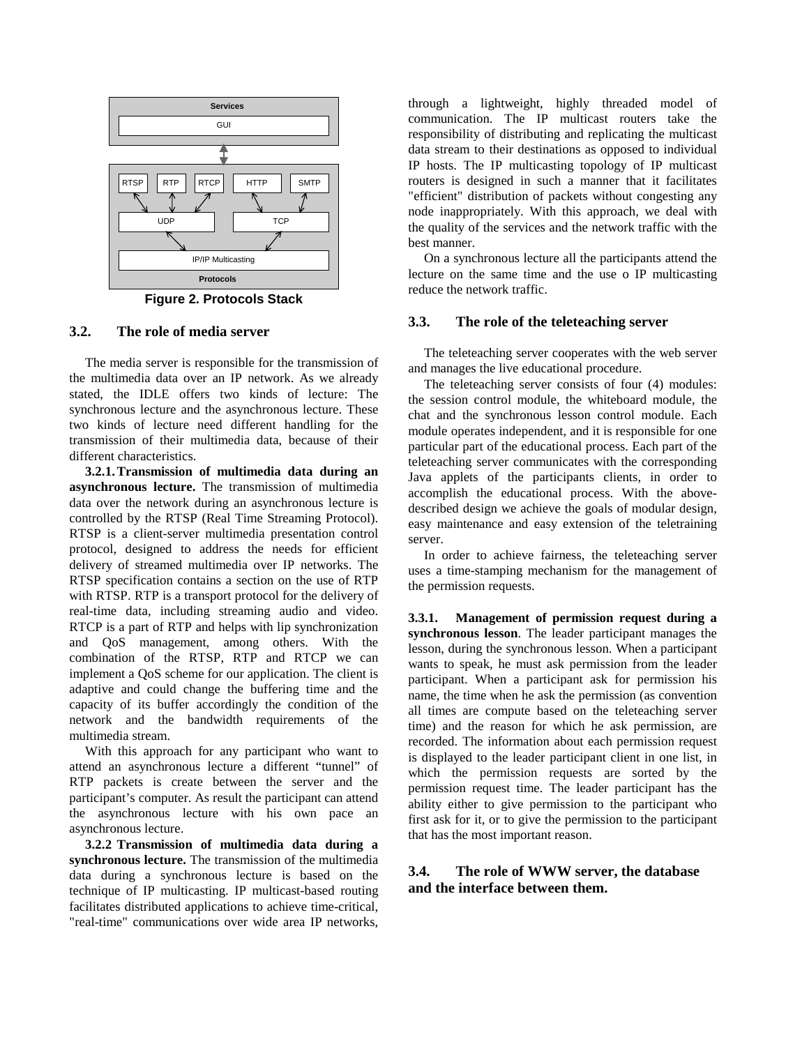Figure 2. Protocols Stack

## 3.2. The role of media server

The media server is responsible for the transmission of the multimedia data over an IP network. As we already stated, the IDLE offers two kinds of lecture: The synchronous lecture and the asynchronous lecture. These two kinds of lecture need different handling for the transmission of their multimedia data, because of their different characteristics.

**3.2.1. Transmission of multimedia data during an asynchronous lecture.** The transmission of multimedia data over the network during an asynchronous lecture is controlled by the RTSP (Real Time Streaming Protocol). RTSP is a client-server multimedia presentation control protocol, designed to address the needs for efficient delivery of streamed multimedia over IP networks. The RTSP specification contains a section on the use of RTP with RTSP. RTP is a transport protocol for the delivery of real-time data, including streaming audio and video. RTCP is a part of RTP and helps with lip synchronization and QoS management, among others. With the combination of the RTSP, RTP and RTCP we can implement a QoS scheme for our application. The client is adaptive and could change the buffering time and the capacity of its buffer accordingly the condition of the network and the bandwidth requirements of the multimedia stream.

With this approach for any participant who want to attend an asynchronous lecture a different "tunnel" of RTP packets is create between the server and the participant's computer. As result the participant can attend the asynchronous lecture with his own pace an asynchronous lecture.

**3.2.2 Transmission of multimedia data during a synchronous lecture.** The transmission of the multimedia data during a synchronous lecture is based on the technique of IP multicasting. IP multicast-based routing facilitates distributed applications to achieve time-critical, "real-time" communications over wide area IP networks, through a lightweight, highly threaded model of communication. The IP multicast routers take the responsibility of distributing and replicating the multicast data stream to their destinations as opposed to individual IP hosts. The IP multicasting topology of IP multicast routers is designed in such a manner that it facilitates "efficient" distribution of packets without congesting any node inappropriately. With this approach, we deal with the quality of the services and the network traffic with the best manner.

On a synchronous lecture all the participants attend the lecture on the same time and the use o IP multicasting reduce the network traffic.

## 3.3. The role of the teleteaching server

The teleteaching server cooperates with the web server and manages the live educational procedure.

The teleteaching server consists of four (4) modules: the session control module, the whiteboard module, the chat and the synchronous lesson control module. Each module operates independent, and it is responsible for one particular part of the educational process. Each part of the teleteaching server communicates with the corresponding Java applets of the participants clients, in order to accomplish the educational process. With the above-described design we achieve the goals of modular design, easy maintenance and easy extension of the teletraining server.

In order to achieve fairness, the teleteaching server uses a time-stamping mechanism for the management of the permission requests.

**3.3.1. Management of permission request during a synchronous lesson**. The leader participant manages the lesson, during the synchronous lesson. When a participant wants to speak, he must ask permission from the leader participant. When a participant ask for permission his name, the time when he ask the permission (as convention all times are compute based on the teleteaching server time) and the reason for which he ask permission, are recorded. The information about each permission request is displayed to the leader participant client in one list, in which the permission requests are sorted by the permission request time. The leader participant has the ability either to give permission to the participant who first ask for it, or to give the permission to the participant that has the most important reason.

## 3.4. The role of WWW server, the database and the interface between them.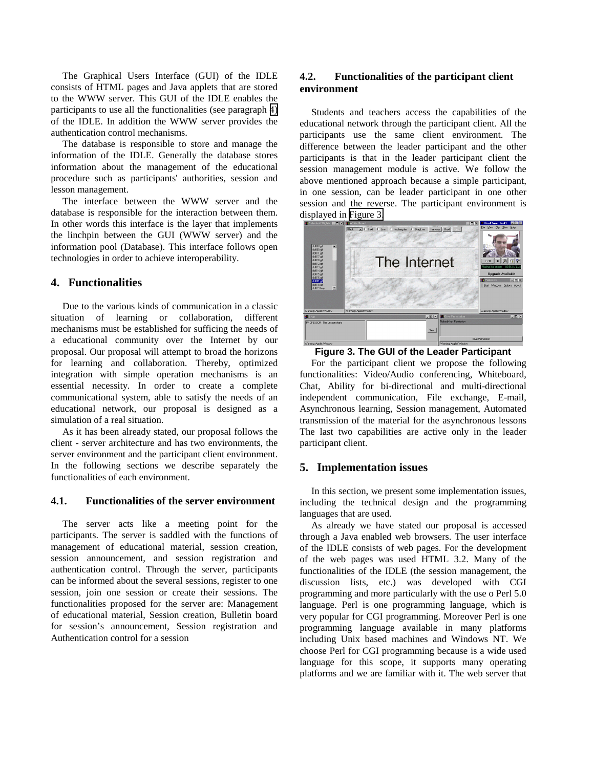The Graphical Users Interface (GUI) of the IDLE consists of HTML pages and Java applets that are stored to the WWW server. This GUI of the IDLE enables the participants to use all the functionalities (see paragraph 4) of the IDLE. In addition the WWW server provides the authentication control mechanisms.

The database is responsible to store and manage the information of the IDLE. Generally the database stores information about the management of the educational procedure such as participants' authorities, session and lesson management.

The interface between the WWW server and the database is responsible for the interaction between them. In other words this interface is the layer that implements the linchpin between the GUI (WWW server) and the information pool (Database). This interface follows open technologies in order to achieve interoperability.

## 4. Functionalities

Due to the various kinds of communication in a classic situation of learning or collaboration, different mechanisms must be established for sufficing the needs of a educational community over the Internet by our proposal. Our proposal will attempt to broad the horizons for learning and collaboration. Thereby, optimized integration with simple operation mechanisms is an essential necessity. In order to create a complete communicational system, able to satisfy the needs of an educational network, our proposal is designed as a simulation of a real situation.

As it has been already stated, our proposal follows the client - server architecture and has two environments, the server environment and the participant client environment. In the following sections we describe separately the functionalities of each environment.

### 4.1. Functionalities of the server environment

The server acts like a meeting point for the participants. The server is saddled with the functions of management of educational material, session creation, session announcement, and session registration and authentication control. Through the server, participants can be informed about the several sessions, register to one session, join one session or create their sessions. The functionalities proposed for the server are: Management of educational material, Session creation, Bulletin board for session's announcement, Session registration and Authentication control for a session

### 4.2. Functionalities of the participant client environment

Students and teachers access the capabilities of the educational network through the participant client. All the participants use the same client environment. The difference between the leader participant and the other participants is that in the leader participant client the session management module is active. We follow the above mentioned approach because a simple participant, in one session, can be leader participant in one other session and the reverse. The participant environment is displayed in Figure 3.

**Figure 3. The GUI of the Leader Participant**

For the participant client we propose the following functionalities: Video/Audio conferencing, Whiteboard, Chat, Ability for bi-directional and multi-directional independent communication, File exchange, E-mail, Asynchronous learning, Session management, Automated transmission of the material for the asynchronous lessons The last two capabilities are active only in the leader participant client.

## 5. Implementation issues

In this section, we present some implementation issues, including the technical design and the programming languages that are used.

As already we have stated our proposal is accessed through a Java enabled web browsers. The user interface of the IDLE consists of web pages. For the development of the web pages was used HTML 3.2. Many of the functionalities of the IDLE (the session management, the discussion lists, etc.) was developed with CGI programming and more particularly with the use o Perl 5.0 language. Perl is one programming language, which is very popular for CGI programming. Moreover Perl is one programming language available in many platforms including Unix based machines and Windows NT. We choose Perl for CGI programming because is a wide used language for this scope, it supports many operating platforms and we are familiar with it. The web server that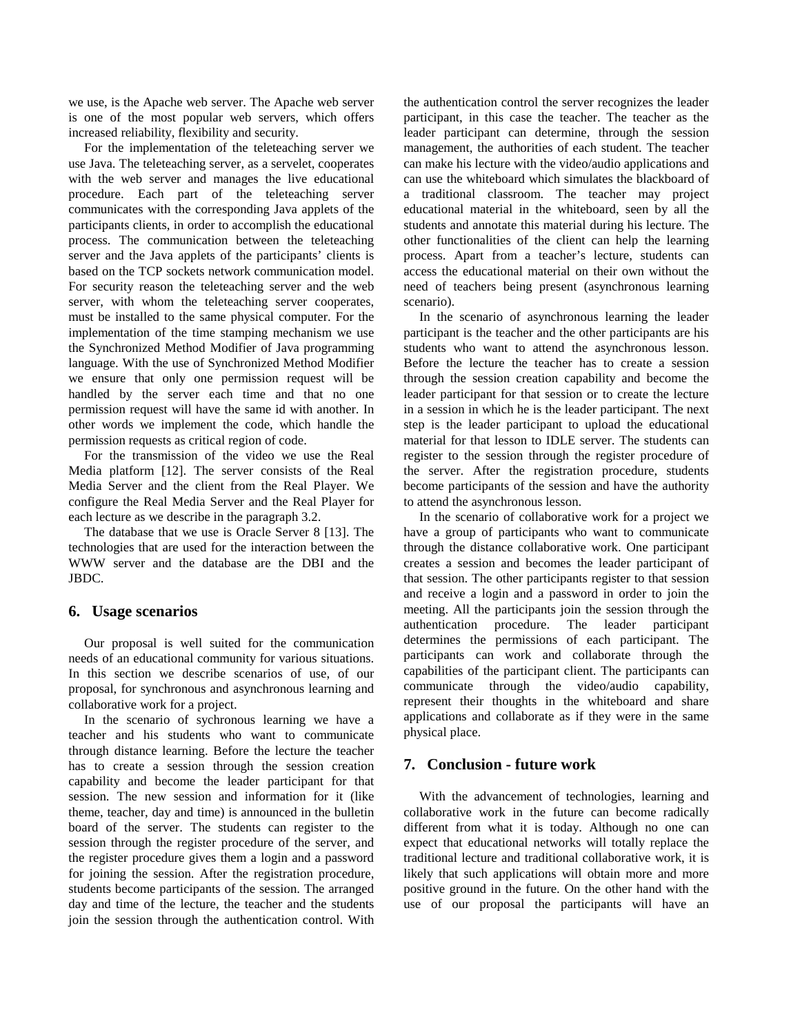we use, is the Apache web server. The Apache web server is one of the most popular web servers, which offers increased reliability, flexibility and security.

For the implementation of the teleteaching server we use Java. The teleteaching server, as a servelet, cooperates with the web server and manages the live educational procedure. Each part of the teleteaching server communicates with the corresponding Java applets of the participants clients, in order to accomplish the educational process. The communication between the teleteaching server and the Java applets of the participants' clients is based on the TCP sockets network communication model. For security reason the teleteaching server and the web server, with whom the teleteaching server cooperates, must be installed to the same physical computer. For the implementation of the time stamping mechanism we use the Synchronized Method Modifier of Java programming language. With the use of Synchronized Method Modifier we ensure that only one permission request will be handled by the server each time and that no one permission request will have the same id with another. In other words we implement the code, which handle the permission requests as critical region of code.

For the transmission of the video we use the Real Media platform [12]. The server consists of the Real Media Server and the client from the Real Player. We configure the Real Media Server and the Real Player for each lecture as we describe in the paragraph 3.2.

The database that we use is Oracle Server 8 [13]. The technologies that are used for the interaction between the WWW server and the database are the DBI and the JBDC.

## 6. Usage scenarios

Our proposal is well suited for the communication needs of an educational community for various situations. In this section we describe scenarios of use, of our proposal, for synchronous and asynchronous learning and collaborative work for a project.

In the scenario of sychronous learning we have a teacher and his students who want to communicate through distance learning. Before the lecture the teacher has to create a session through the session creation capability and become the leader participant for that session. The new session and information for it (like theme, teacher, day and time) is announced in the bulletin board of the server. The students can register to the session through the register procedure of the server, and the register procedure gives them a login and a password for joining the session. After the registration procedure, students become participants of the session. The arranged day and time of the lecture, the teacher and the students join the session through the authentication control. With the authentication control the server recognizes the leader participant, in this case the teacher. The teacher as the leader participant can determine, through the session management, the authorities of each student. The teacher can make his lecture with the video/audio applications and can use the whiteboard which simulates the blackboard of a traditional classroom. The teacher may project educational material in the whiteboard, seen by all the students and annotate this material during his lecture. The other functionalities of the client can help the learning process. Apart from a teacher's lecture, students can access the educational material on their own without the need of teachers being present (asynchronous learning scenario).

In the scenario of asynchronous learning the leader participant is the teacher and the other participants are his students who want to attend the asynchronous lesson. Before the lecture the teacher has to create a session through the session creation capability and become the leader participant for that session or to create the lecture in a session in which he is the leader participant. The next step is the leader participant to upload the educational material for that lesson to IDLE server. The students can register to the session through the register procedure of the server. After the registration procedure, students become participants of the session and have the authority to attend the asynchronous lesson.

In the scenario of collaborative work for a project we have a group of participants who want to communicate through the distance collaborative work. One participant creates a session and becomes the leader participant of that session. The other participants register to that session and receive a login and a password in order to join the meeting. All the participants join the session through the authentication procedure. The leader participant determines the permissions of each participant. The participants can work and collaborate through the capabilities of the participant client. The participants can communicate through the video/audio capability, represent their thoughts in the whiteboard and share applications and collaborate as if they were in the same physical place.

## 7. Conclusion - future work

With the advancement of technologies, learning and collaborative work in the future can become radically different from what it is today. Although no one can expect that educational networks will totally replace the traditional lecture and traditional collaborative work, it is likely that such applications will obtain more and more positive ground in the future. On the other hand with the use of our proposal the participants will have an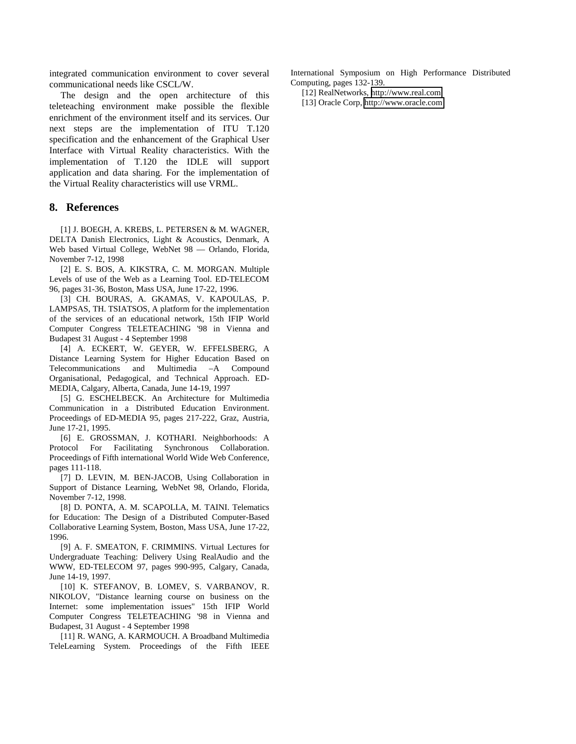integrated communication environment to cover several communicational needs like CSCL/W.

The design and the open architecture of this teleteaching environment make possible the flexible enrichment of the environment itself and its services. Our next steps are the implementation of ITU T.120 specification and the enhancement of the Graphical User Interface with Virtual Reality characteristics. With the implementation of T.120 the IDLE will support application and data sharing. For the implementation of the Virtual Reality characteristics will use VRML.

## 8. References

[1] J. BOEGH, A. KREBS, L. PETERSEN & M. WAGNER, DELTA Danish Electronics, Light & Acoustics, Denmark, A Web based Virtual College, WebNet 98 — Orlando, Florida, November 7-12, 1998

[2] E. S. BOS, A. KIKSTRA, C. M. MORGAN. Multiple Levels of use of the Web as a Learning Tool. ED-TELECOM 96, pages 31-36, Boston, Mass USA, June 17-22, 1996.

[3] CH. BOURAS, A. GKAMAS, V. KAPOULAS, P. LAMPSAS, TH. TSIATSOS, A platform for the implementation of the services of an educational network, 15th IFIP World Computer Congress TELETEACHING '98 in Vienna and Budapest 31 August - 4 September 1998

[4] A. ECKERT, W. GEYER, W. EFFELSBERG, A Distance Learning System for Higher Education Based on Telecommunications and Multimedia –A Compound Organisational, Pedagogical, and Technical Approach. ED-MEDIA, Calgary, Alberta, Canada, June 14-19, 1997

[5] G. ESCHELBECK. An Architecture for Multimedia Communication in a Distributed Education Environment. Proceedings of ED-MEDIA 95, pages 217-222, Graz, Austria, June 17-21, 1995.

[6] E. GROSSMAN, J. KOTHARI. Neighborhoods: A Protocol For Facilitating Synchronous Collaboration. Proceedings of Fifth international World Wide Web Conference, pages 111-118.

[7] D. LEVIN, M. BEN-JACOB, Using Collaboration in Support of Distance Learning, WebNet 98, Orlando, Florida, November 7-12, 1998.

[8] D. PONTA, A. M. SCAPOLLA, M. TAINI. Telematics for Education: The Design of a Distributed Computer-Based Collaborative Learning System, Boston, Mass USA, June 17-22, 1996.

[9] A. F. SMEATON, F. CRIMMINS. Virtual Lectures for Undergraduate Teaching: Delivery Using RealAudio and the WWW, ED-TELECOM 97, pages 990-995, Calgary, Canada, June 14-19, 1997.

[10] K. STEFANOV, B. LOMEV, S. VARBANOV, R. NIKOLOV, "Distance learning course on business on the Internet: some implementation issues" 15th IFIP World Computer Congress TELETEACHING '98 in Vienna and Budapest, 31 August - 4 September 1998

[11] R. WANG, A. KARMOUCH. A Broadband Multimedia TeleLearning System. Proceedings of the Fifth IEEE International Symposium on High Performance Distributed Computing, pages 132-139.

[12] RealNetworks, http://www.real.com

[13] Oracle Corp, http://www.oracle.com